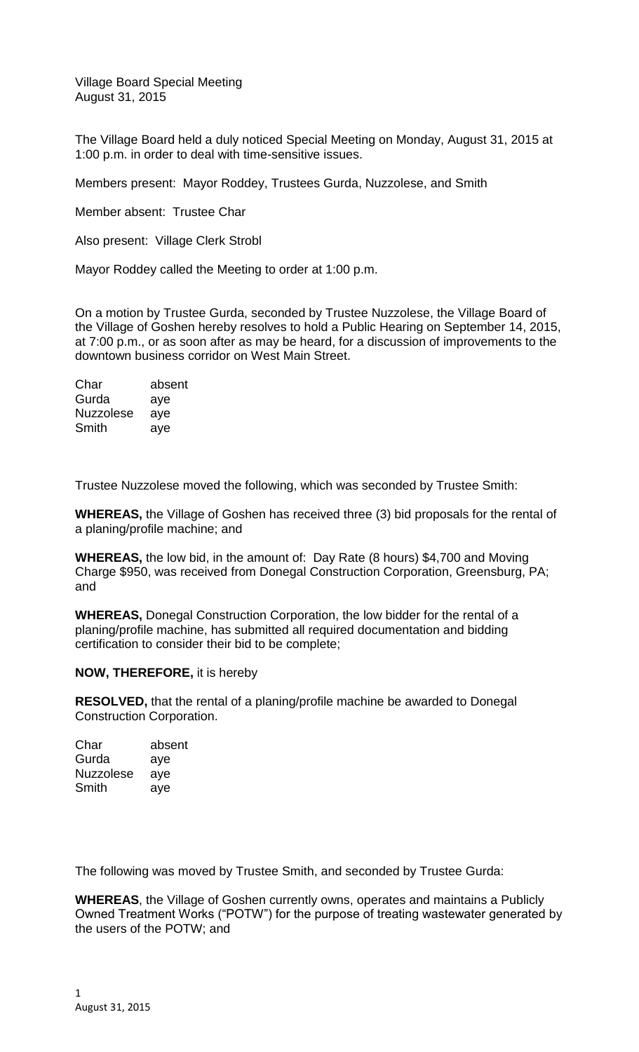Village Board Special Meeting
August 31, 2015

The Village Board held a duly noticed Special Meeting on Monday, August 31, 2015 at 1:00 p.m. in order to deal with time-sensitive issues.

Members present: Mayor Roddey, Trustees Gurda, Nuzzolese, and Smith

Member absent: Trustee Char

Also present: Village Clerk Strobl

Mayor Roddey called the Meeting to order at 1:00 p.m.

On a motion by Trustee Gurda, seconded by Trustee Nuzzolese, the Village Board of the Village of Goshen hereby resolves to hold a Public Hearing on September 14, 2015, at 7:00 p.m., or as soon after as may be heard, for a discussion of improvements to the downtown business corridor on West Main Street.

| | |
|---|---|
| Char | absent |
| Gurda | aye |
| Nuzzolese | aye |
| Smith | aye |

Trustee Nuzzolese moved the following, which was seconded by Trustee Smith:

**WHEREAS,** the Village of Goshen has received three (3) bid proposals for the rental of a planing/profile machine; and

**WHEREAS,** the low bid, in the amount of: Day Rate (8 hours) $4,700 and Moving Charge $950, was received from Donegal Construction Corporation, Greensburg, PA; and

**WHEREAS,** Donegal Construction Corporation, the low bidder for the rental of a planing/profile machine, has submitted all required documentation and bidding certification to consider their bid to be complete;

**NOW, THEREFORE,** it is hereby

**RESOLVED,** that the rental of a planing/profile machine be awarded to Donegal Construction Corporation.

| | |
|---|---|
| Char | absent |
| Gurda | aye |
| Nuzzolese | aye |
| Smith | aye |

The following was moved by Trustee Smith, and seconded by Trustee Gurda:

**WHEREAS**, the Village of Goshen currently owns, operates and maintains a Publicly Owned Treatment Works ("POTW") for the purpose of treating wastewater generated by the users of the POTW; and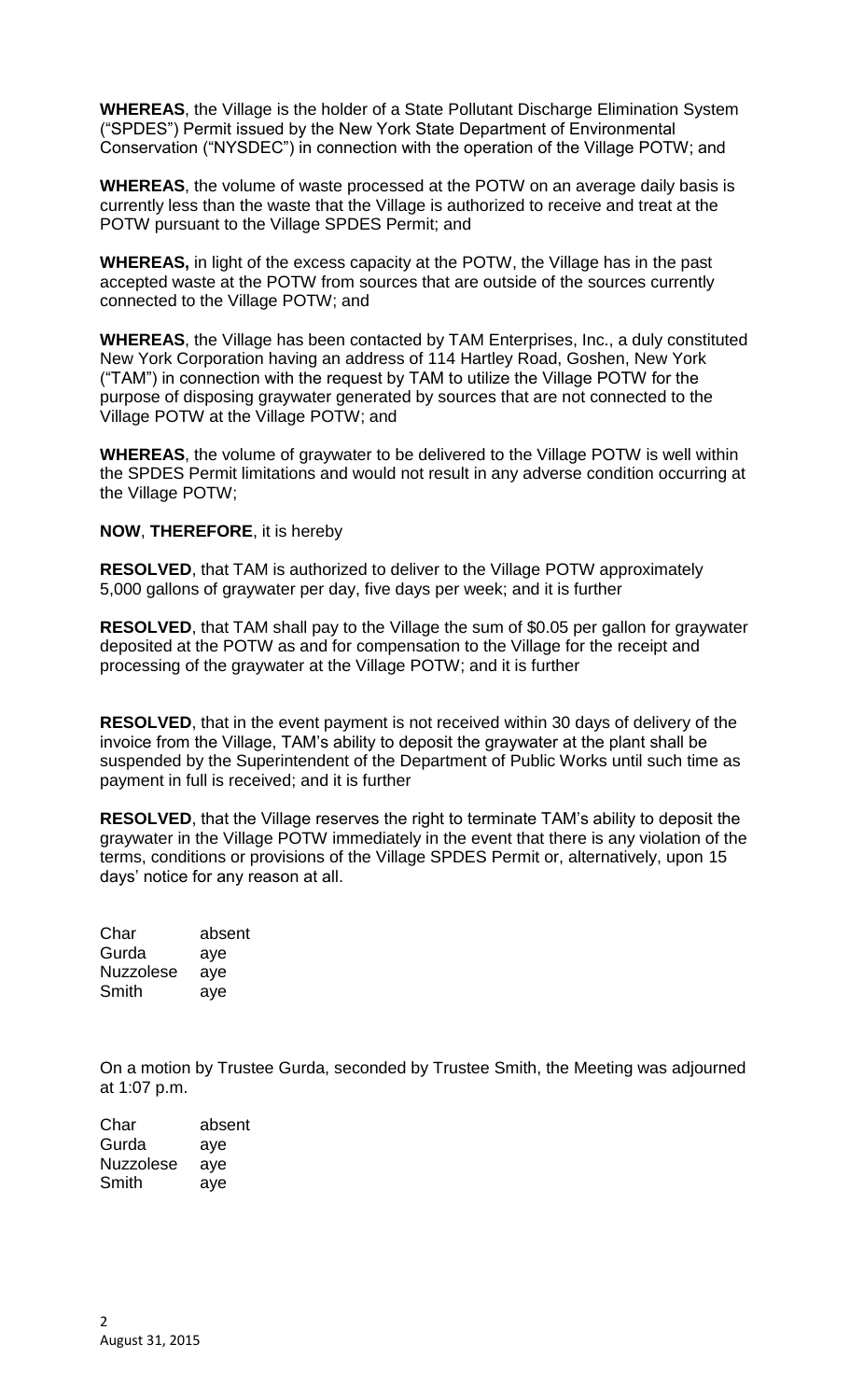**WHEREAS**, the Village is the holder of a State Pollutant Discharge Elimination System ("SPDES") Permit issued by the New York State Department of Environmental Conservation ("NYSDEC") in connection with the operation of the Village POTW; and

**WHEREAS**, the volume of waste processed at the POTW on an average daily basis is currently less than the waste that the Village is authorized to receive and treat at the POTW pursuant to the Village SPDES Permit; and

**WHEREAS,** in light of the excess capacity at the POTW, the Village has in the past accepted waste at the POTW from sources that are outside of the sources currently connected to the Village POTW; and

**WHEREAS**, the Village has been contacted by TAM Enterprises, Inc., a duly constituted New York Corporation having an address of 114 Hartley Road, Goshen, New York ("TAM") in connection with the request by TAM to utilize the Village POTW for the purpose of disposing graywater generated by sources that are not connected to the Village POTW at the Village POTW; and

**WHEREAS**, the volume of graywater to be delivered to the Village POTW is well within the SPDES Permit limitations and would not result in any adverse condition occurring at the Village POTW;

**NOW**, **THEREFORE**, it is hereby

**RESOLVED**, that TAM is authorized to deliver to the Village POTW approximately 5,000 gallons of graywater per day, five days per week; and it is further

**RESOLVED**, that TAM shall pay to the Village the sum of $0.05 per gallon for graywater deposited at the POTW as and for compensation to the Village for the receipt and processing of the graywater at the Village POTW; and it is further

**RESOLVED**, that in the event payment is not received within 30 days of delivery of the invoice from the Village, TAM's ability to deposit the graywater at the plant shall be suspended by the Superintendent of the Department of Public Works until such time as payment in full is received; and it is further

**RESOLVED**, that the Village reserves the right to terminate TAM's ability to deposit the graywater in the Village POTW immediately in the event that there is any violation of the terms, conditions or provisions of the Village SPDES Permit or, alternatively, upon 15 days' notice for any reason at all.

| | |
|---|---|
| Char | absent |
| Gurda | aye |
| Nuzzolese | aye |
| Smith | aye |

On a motion by Trustee Gurda, seconded by Trustee Smith, the Meeting was adjourned at 1:07 p.m.

| | |
|---|---|
| Char | absent |
| Gurda | aye |
| Nuzzolese | aye |
| Smith | aye |

August 31, 2015